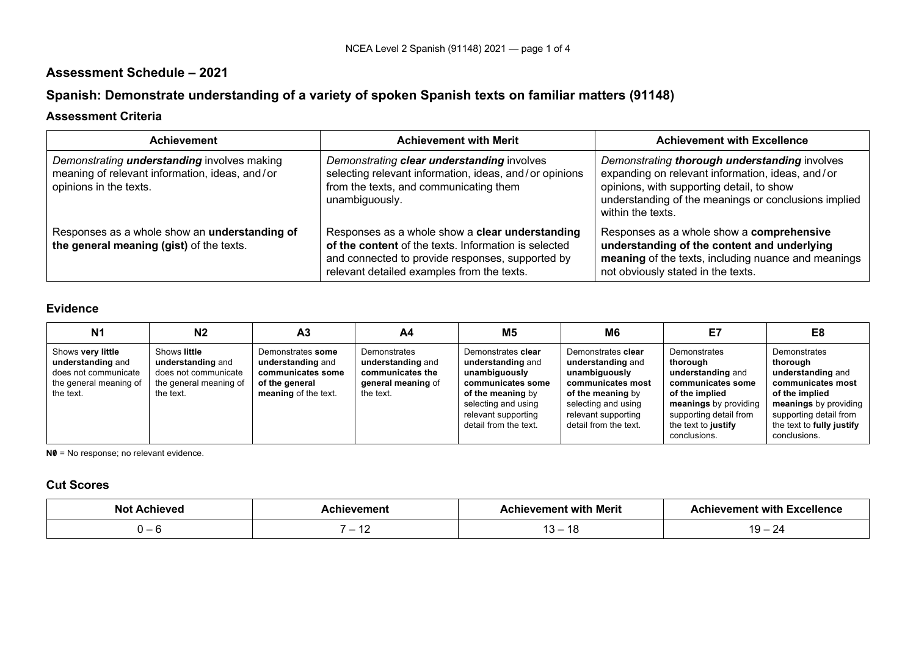## Assessment Schedule – 2021

## Spanish: Demonstrate understanding of a variety of spoken Spanish texts on familiar matters (91148)

### Assessment Criteria

| Achievement | Achievement with Merit | Achievement with Excellence |
|---|---|---|
| *Demonstrating **understanding** involves making meaning of relevant information, ideas, and / or opinions in the texts.* | *Demonstrating **clear understanding** involves selecting relevant information, ideas, and / or opinions from the texts, and communicating them unambiguously.* | *Demonstrating **thorough understanding** involves expanding on relevant information, ideas, and / or opinions, with supporting detail, to show understanding of the meanings or conclusions implied within the texts.* |
| Responses as a whole show an **understanding of the general meaning (gist)** of the texts. | Responses as a whole show a **clear understanding of the content** of the texts. Information is selected and connected to provide responses, supported by relevant detailed examples from the texts. | Responses as a whole show a **comprehensive understanding of the content and underlying meaning** of the texts, including nuance and meanings not obviously stated in the texts. |

### Evidence

| N1 | N2 | A3 | A4 | M5 | M6 | E7 | E8 |
|---|---|---|---|---|---|---|---|
| Shows **very little understanding** and does not communicate the general meaning of the text. | Shows **little understanding** and does not communicate the general meaning of the text. | Demonstrates **some understanding** and **communicates some of the general meaning** of the text. | Demonstrates **understanding** and **communicates the general meaning** of the text. | Demonstrates **clear understanding** and **unambiguously communicates some of the meaning** by selecting and using relevant supporting detail from the text. | Demonstrates **clear understanding** and **unambiguously communicates most of the meaning** by selecting and using relevant supporting detail from the text. | Demonstrates **thorough understanding** and **communicates some of the implied meanings** by providing supporting detail from the text to **justify** conclusions. | Demonstrates **thorough understanding** and **communicates most of the implied meanings** by providing supporting detail from the text to **fully justify** conclusions. |

**N0** = No response; no relevant evidence.

### Cut Scores

| Not Achieved | Achievement | Achievement with Merit | Achievement with Excellence |
|---|---|---|---|
| 0 – 6 | 7 – 12 | 13 – 18 | 19 – 24 |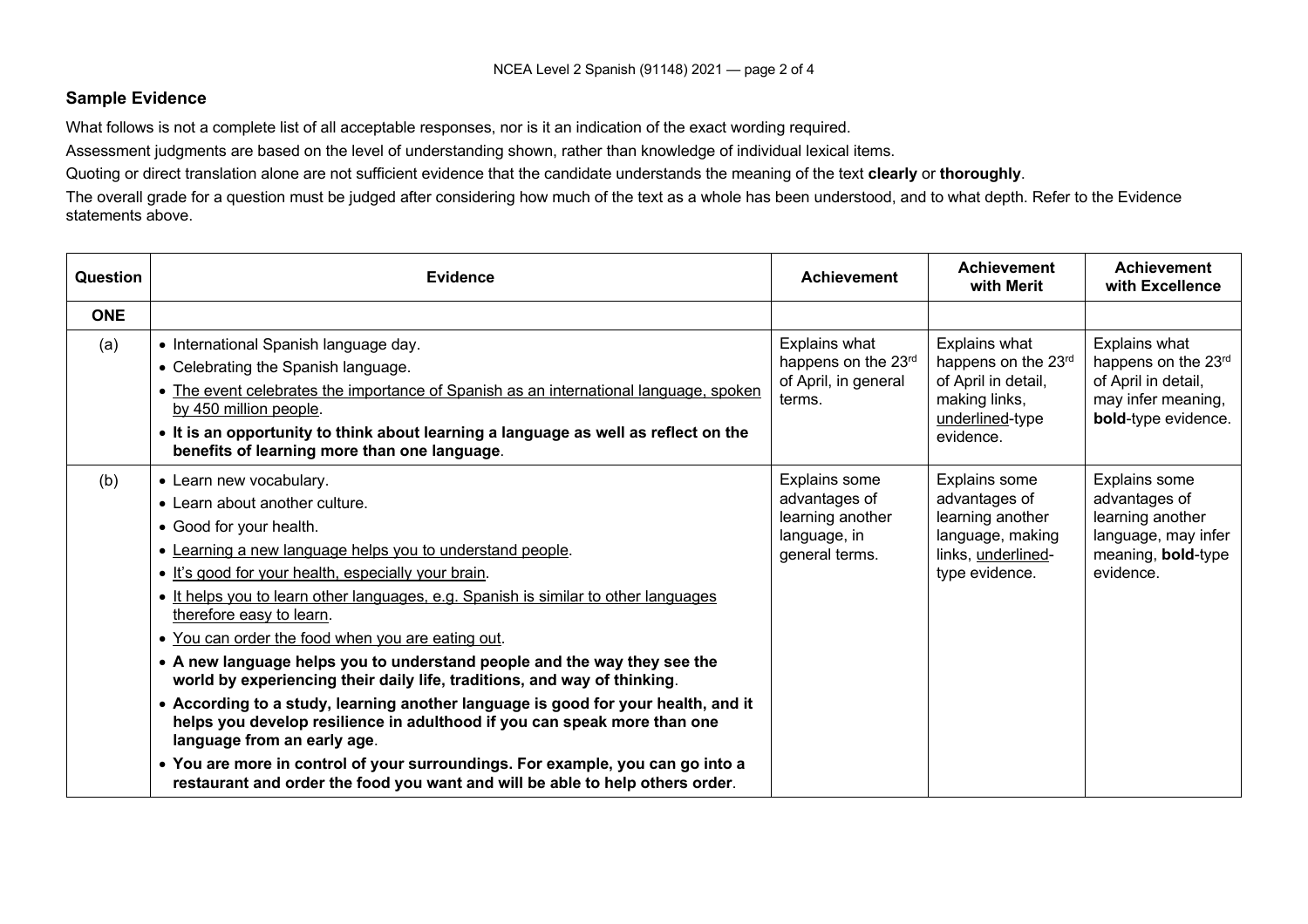## Sample Evidence

What follows is not a complete list of all acceptable responses, nor is it an indication of the exact wording required.

Assessment judgments are based on the level of understanding shown, rather than knowledge of individual lexical items.

Quoting or direct translation alone are not sufficient evidence that the candidate understands the meaning of the text **clearly** or **thoroughly**.

The overall grade for a question must be judged after considering how much of the text as a whole has been understood, and to what depth. Refer to the Evidence statements above.

| Question | Evidence | Achievement | Achievement with Merit | Achievement with Excellence |
|---|---|---|---|---|
| **ONE** | | | | |
| (a) | • International Spanish language day.<br>• Celebrating the Spanish language.<br>• <u>The event celebrates the importance of Spanish as an international language, spoken by 450 million people</u>.<br>• **It is an opportunity to think about learning a language as well as reflect on the benefits of learning more than one language**. | Explains what happens on the 23rd of April, in general terms. | Explains what happens on the 23rd of April in detail, making links, <u>underlined</u>-type evidence. | Explains what happens on the 23rd of April in detail, may infer meaning, **bold**-type evidence. |
| (b) | • Learn new vocabulary.<br>• Learn about another culture.<br>• Good for your health.<br>• <u>Learning a new language helps you to understand people</u>.<br>• <u>It's good for your health, especially your brain</u>.<br>• <u>It helps you to learn other languages, e.g. Spanish is similar to other languages therefore easy to learn</u>.<br>• <u>You can order the food when you are eating out</u>.<br>• **A new language helps you to understand people and the way they see the world by experiencing their daily life, traditions, and way of thinking**.<br>• **According to a study, learning another language is good for your health, and it helps you develop resilience in adulthood if you can speak more than one language from an early age**.<br>• **You are more in control of your surroundings. For example, you can go into a restaurant and order the food you want and will be able to help others order**. | Explains some advantages of learning another language, in general terms. | Explains some advantages of learning another language, making links, <u>underlined</u>-type evidence. | Explains some advantages of learning another language, may infer meaning, **bold**-type evidence. |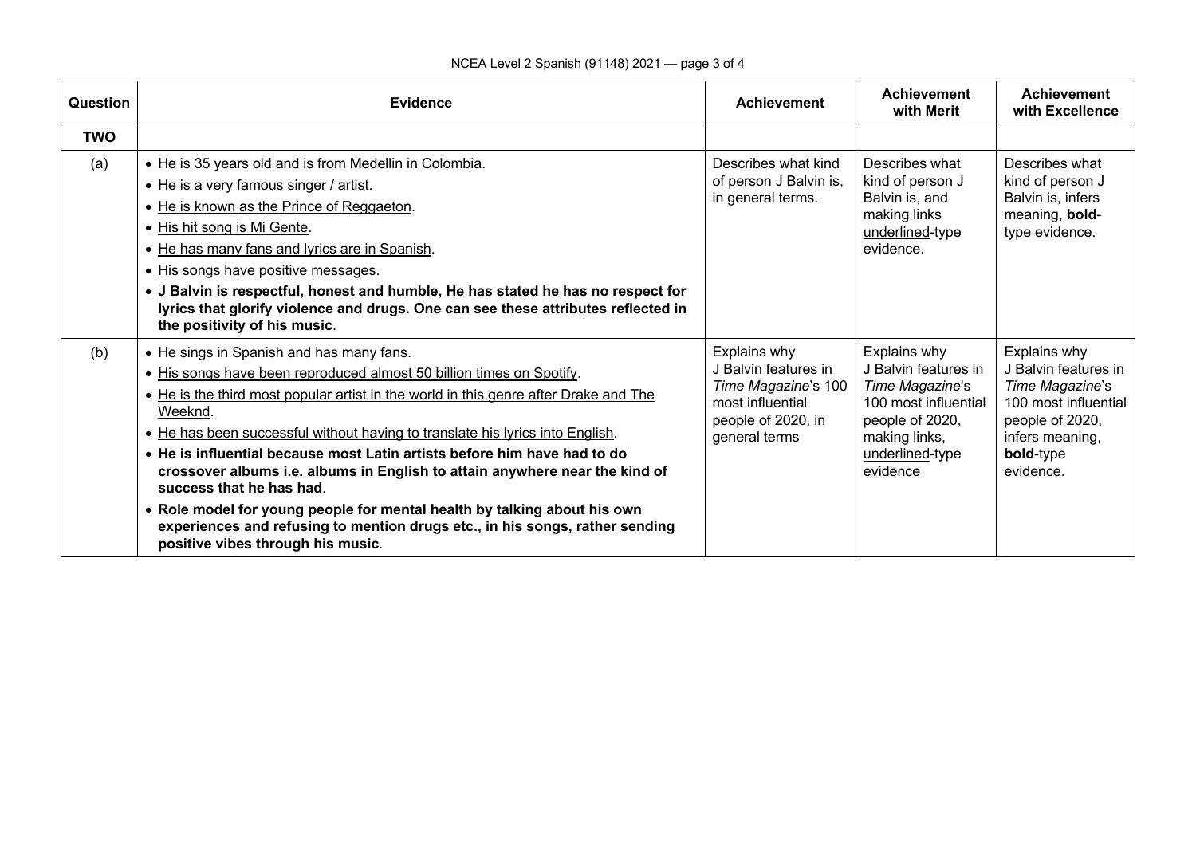| Question | Evidence | Achievement | Achievement with Merit | Achievement with Excellence |
|---|---|---|---|---|
| **TWO** | | | | |
| (a) | • He is 35 years old and is from Medellin in Colombia.<br>• He is a very famous singer / artist.<br>• <u>He is known as the Prince of Reggaeton</u>.<br>• <u>His hit song is Mi Gente</u>.<br>• <u>He has many fans and lyrics are in Spanish</u>.<br>• <u>His songs have positive messages</u>.<br>• **J Balvin is respectful, honest and humble, He has stated he has no respect for lyrics that glorify violence and drugs. One can see these attributes reflected in the positivity of his music**. | Describes what kind of person J Balvin is, in general terms. | Describes what kind of person J Balvin is, and making links <u>underlined</u>-type evidence. | Describes what kind of person J Balvin is, infers meaning, **bold**-type evidence. |
| (b) | • He sings in Spanish and has many fans.<br>• <u>His songs have been reproduced almost 50 billion times on Spotify</u>.<br>• <u>He is the third most popular artist in the world in this genre after Drake and The Weeknd</u>.<br>• <u>He has been successful without having to translate his lyrics into English</u>.<br>• **He is influential because most Latin artists before him have had to do crossover albums i.e. albums in English to attain anywhere near the kind of success that he has had**.<br>• **Role model for young people for mental health by talking about his own experiences and refusing to mention drugs etc., in his songs, rather sending positive vibes through his music**. | Explains why J Balvin features in *Time Magazine*'s 100 most influential people of 2020, in general terms | Explains why J Balvin features in *Time Magazine*'s 100 most influential people of 2020, making links, <u>underlined</u>-type evidence | Explains why J Balvin features in *Time Magazine*'s 100 most influential people of 2020, infers meaning, **bold**-type evidence. |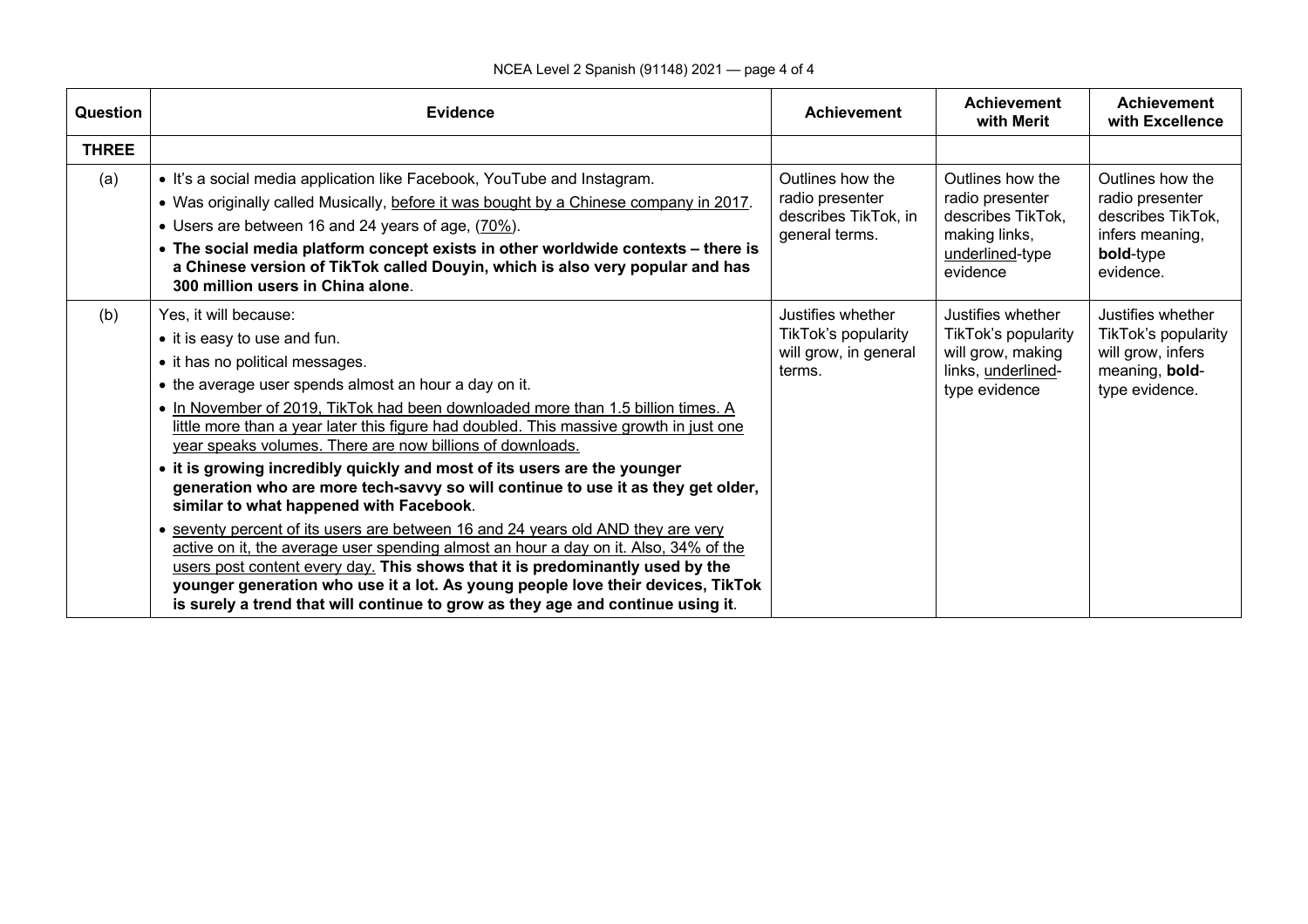| Question | Evidence | Achievement | Achievement with Merit | Achievement with Excellence |
|---|---|---|---|---|
| **THREE** | | | | |
| (a) | • It's a social media application like Facebook, YouTube and Instagram.<br>• Was originally called Musically, <u>before it was bought by a Chinese company in 2017</u>.<br>• Users are between 16 and 24 years of age, (<u>70%</u>).<br>• **The social media platform concept exists in other worldwide contexts – there is a Chinese version of TikTok called Douyin, which is also very popular and has 300 million users in China alone**. | Outlines how the radio presenter describes TikTok, in general terms. | Outlines how the radio presenter describes TikTok, making links, <u>underlined</u>-type evidence | Outlines how the radio presenter describes TikTok, infers meaning, **bold**-type evidence. |
| (b) | Yes, it will because:<br>• it is easy to use and fun.<br>• it has no political messages.<br>• the average user spends almost an hour a day on it.<br>• <u>In November of 2019, TikTok had been downloaded more than 1.5 billion times. A little more than a year later this figure had doubled. This massive growth in just one year speaks volumes. There are now billions of downloads.</u><br>• **it is growing incredibly quickly and most of its users are the younger generation who are more tech-savvy so will continue to use it as they get older, similar to what happened with Facebook**.<br>• <u>seventy percent of its users are between 16 and 24 years old AND they are very active on it, the average user spending almost an hour a day on it. Also, 34% of the users post content every day.</u> **This shows that it is predominantly used by the younger generation who use it a lot. As young people love their devices, TikTok is surely a trend that will continue to grow as they age and continue using it**. | Justifies whether TikTok's popularity will grow, in general terms. | Justifies whether TikTok's popularity will grow, making links, <u>underlined</u>-type evidence | Justifies whether TikTok's popularity will grow, infers meaning, **bold**-type evidence. |